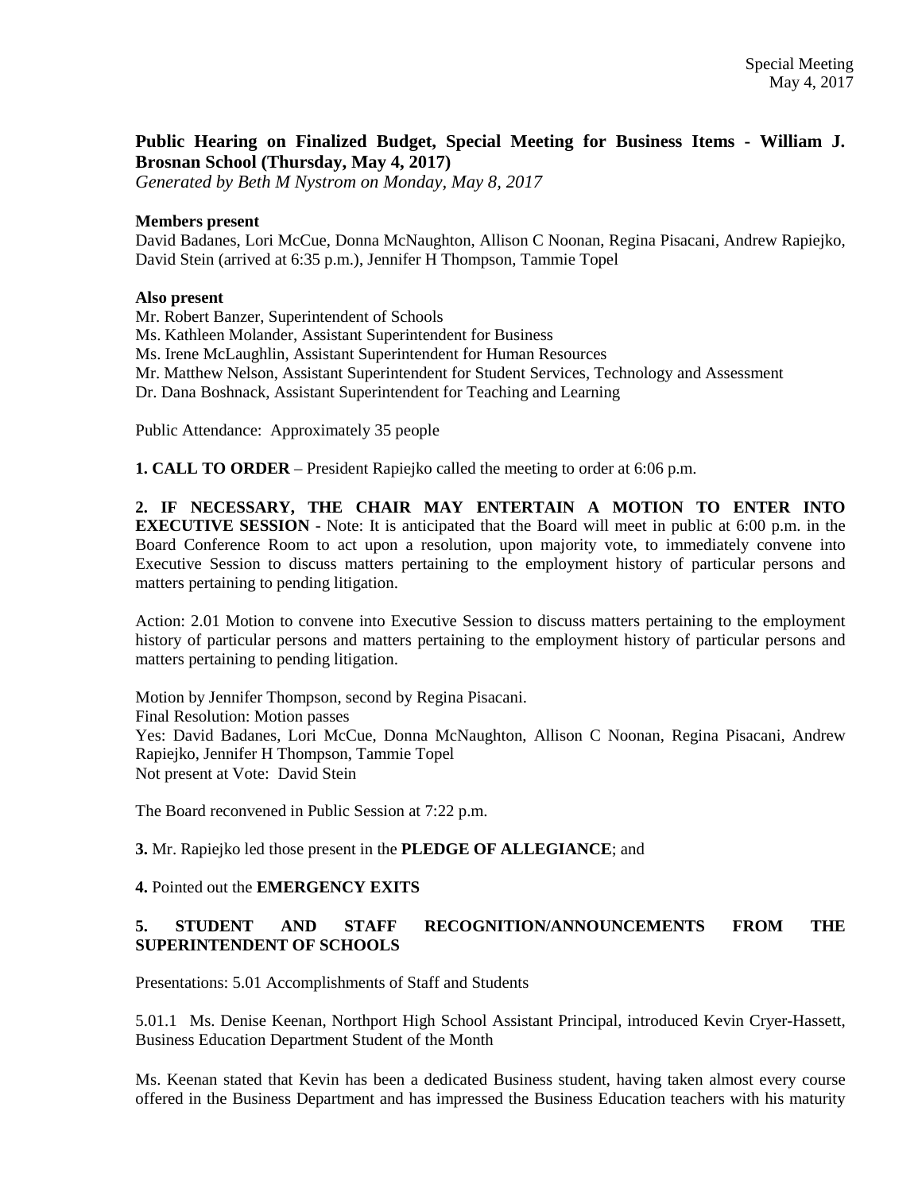Special Meeting
May 4, 2017

**Public Hearing on Finalized Budget, Special Meeting for Business Items - William J. Brosnan School (Thursday, May 4, 2017)**
*Generated by Beth M Nystrom on Monday, May 8, 2017*

**Members present**
David Badanes, Lori McCue, Donna McNaughton, Allison C Noonan, Regina Pisacani, Andrew Rapiejko, David Stein (arrived at 6:35 p.m.), Jennifer H Thompson, Tammie Topel

**Also present**
Mr. Robert Banzer, Superintendent of Schools
Ms. Kathleen Molander, Assistant Superintendent for Business
Ms. Irene McLaughlin, Assistant Superintendent for Human Resources
Mr. Matthew Nelson, Assistant Superintendent for Student Services, Technology and Assessment
Dr. Dana Boshnack, Assistant Superintendent for Teaching and Learning

Public Attendance: Approximately 35 people

**1. CALL TO ORDER** – President Rapiejko called the meeting to order at 6:06 p.m.

**2. IF NECESSARY, THE CHAIR MAY ENTERTAIN A MOTION TO ENTER INTO EXECUTIVE SESSION** - Note: It is anticipated that the Board will meet in public at 6:00 p.m. in the Board Conference Room to act upon a resolution, upon majority vote, to immediately convene into Executive Session to discuss matters pertaining to the employment history of particular persons and matters pertaining to pending litigation.

Action: 2.01 Motion to convene into Executive Session to discuss matters pertaining to the employment history of particular persons and matters pertaining to the employment history of particular persons and matters pertaining to pending litigation.

Motion by Jennifer Thompson, second by Regina Pisacani.
Final Resolution: Motion passes
Yes: David Badanes, Lori McCue, Donna McNaughton, Allison C Noonan, Regina Pisacani, Andrew Rapiejko, Jennifer H Thompson, Tammie Topel
Not present at Vote: David Stein

The Board reconvened in Public Session at 7:22 p.m.

**3.** Mr. Rapiejko led those present in the **PLEDGE OF ALLEGIANCE**; and

**4.** Pointed out the **EMERGENCY EXITS**

**5. STUDENT AND STAFF RECOGNITION/ANNOUNCEMENTS FROM THE SUPERINTENDENT OF SCHOOLS**

Presentations: 5.01 Accomplishments of Staff and Students

5.01.1 Ms. Denise Keenan, Northport High School Assistant Principal, introduced Kevin Cryer-Hassett, Business Education Department Student of the Month

Ms. Keenan stated that Kevin has been a dedicated Business student, having taken almost every course offered in the Business Department and has impressed the Business Education teachers with his maturity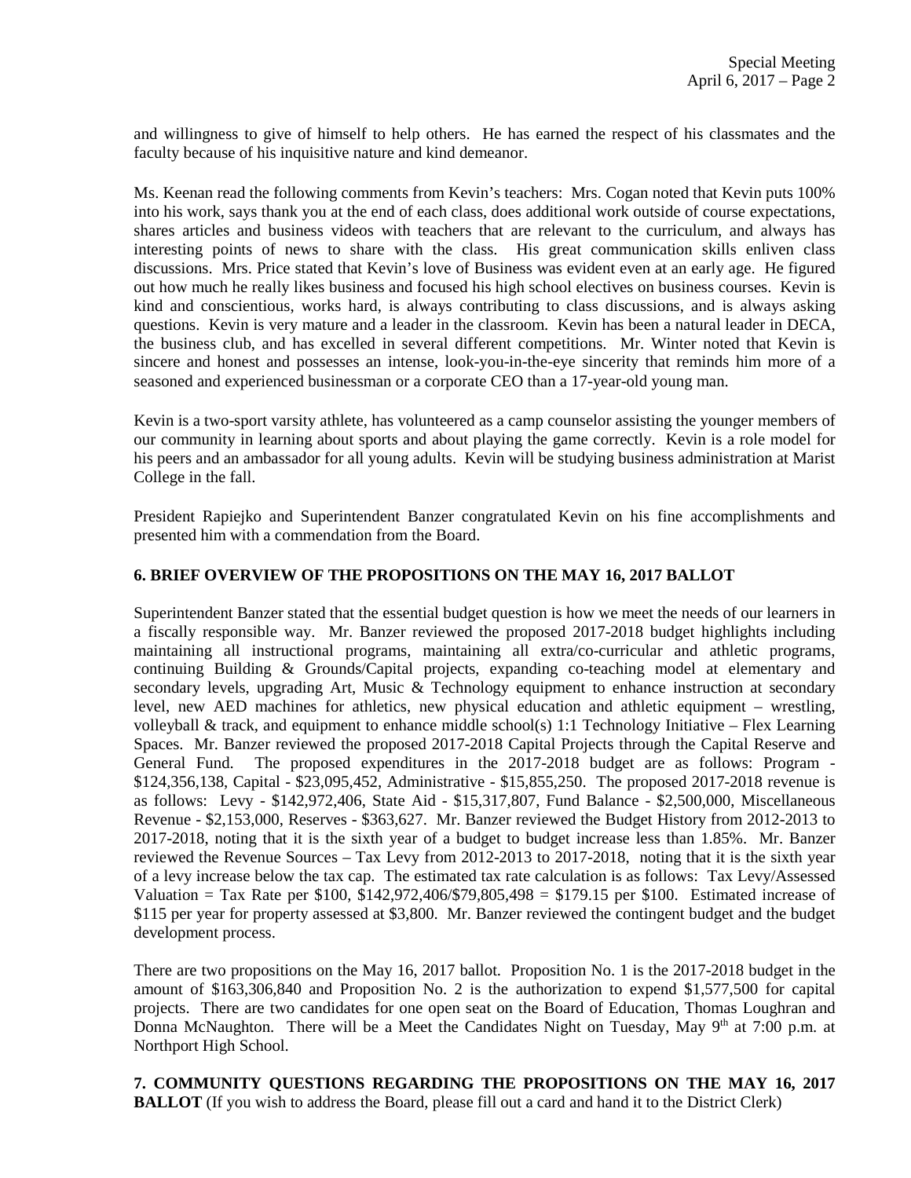and willingness to give of himself to help others. He has earned the respect of his classmates and the faculty because of his inquisitive nature and kind demeanor.

Ms. Keenan read the following comments from Kevin's teachers: Mrs. Cogan noted that Kevin puts 100% into his work, says thank you at the end of each class, does additional work outside of course expectations, shares articles and business videos with teachers that are relevant to the curriculum, and always has interesting points of news to share with the class. His great communication skills enliven class discussions. Mrs. Price stated that Kevin's love of Business was evident even at an early age. He figured out how much he really likes business and focused his high school electives on business courses. Kevin is kind and conscientious, works hard, is always contributing to class discussions, and is always asking questions. Kevin is very mature and a leader in the classroom. Kevin has been a natural leader in DECA, the business club, and has excelled in several different competitions. Mr. Winter noted that Kevin is sincere and honest and possesses an intense, look-you-in-the-eye sincerity that reminds him more of a seasoned and experienced businessman or a corporate CEO than a 17-year-old young man.

Kevin is a two-sport varsity athlete, has volunteered as a camp counselor assisting the younger members of our community in learning about sports and about playing the game correctly. Kevin is a role model for his peers and an ambassador for all young adults. Kevin will be studying business administration at Marist College in the fall.

President Rapiejko and Superintendent Banzer congratulated Kevin on his fine accomplishments and presented him with a commendation from the Board.

**6. BRIEF OVERVIEW OF THE PROPOSITIONS ON THE MAY 16, 2017 BALLOT**

Superintendent Banzer stated that the essential budget question is how we meet the needs of our learners in a fiscally responsible way. Mr. Banzer reviewed the proposed 2017-2018 budget highlights including maintaining all instructional programs, maintaining all extra/co-curricular and athletic programs, continuing Building & Grounds/Capital projects, expanding co-teaching model at elementary and secondary levels, upgrading Art, Music & Technology equipment to enhance instruction at secondary level, new AED machines for athletics, new physical education and athletic equipment – wrestling, volleyball & track, and equipment to enhance middle school(s) 1:1 Technology Initiative – Flex Learning Spaces. Mr. Banzer reviewed the proposed 2017-2018 Capital Projects through the Capital Reserve and General Fund. The proposed expenditures in the 2017-2018 budget are as follows: Program - $124,356,138, Capital - $23,095,452, Administrative - $15,855,250. The proposed 2017-2018 revenue is as follows: Levy - $142,972,406, State Aid - $15,317,807, Fund Balance - $2,500,000, Miscellaneous Revenue - $2,153,000, Reserves - $363,627. Mr. Banzer reviewed the Budget History from 2012-2013 to 2017-2018, noting that it is the sixth year of a budget to budget increase less than 1.85%. Mr. Banzer reviewed the Revenue Sources – Tax Levy from 2012-2013 to 2017-2018, noting that it is the sixth year of a levy increase below the tax cap. The estimated tax rate calculation is as follows: Tax Levy/Assessed Valuation = Tax Rate per $100, $142,972,406/$79,805,498 = $179.15 per $100. Estimated increase of $115 per year for property assessed at $3,800. Mr. Banzer reviewed the contingent budget and the budget development process.

There are two propositions on the May 16, 2017 ballot. Proposition No. 1 is the 2017-2018 budget in the amount of $163,306,840 and Proposition No. 2 is the authorization to expend $1,577,500 for capital projects. There are two candidates for one open seat on the Board of Education, Thomas Loughran and Donna McNaughton. There will be a Meet the Candidates Night on Tuesday, May 9th at 7:00 p.m. at Northport High School.

**7. COMMUNITY QUESTIONS REGARDING THE PROPOSITIONS ON THE MAY 16, 2017 BALLOT** (If you wish to address the Board, please fill out a card and hand it to the District Clerk)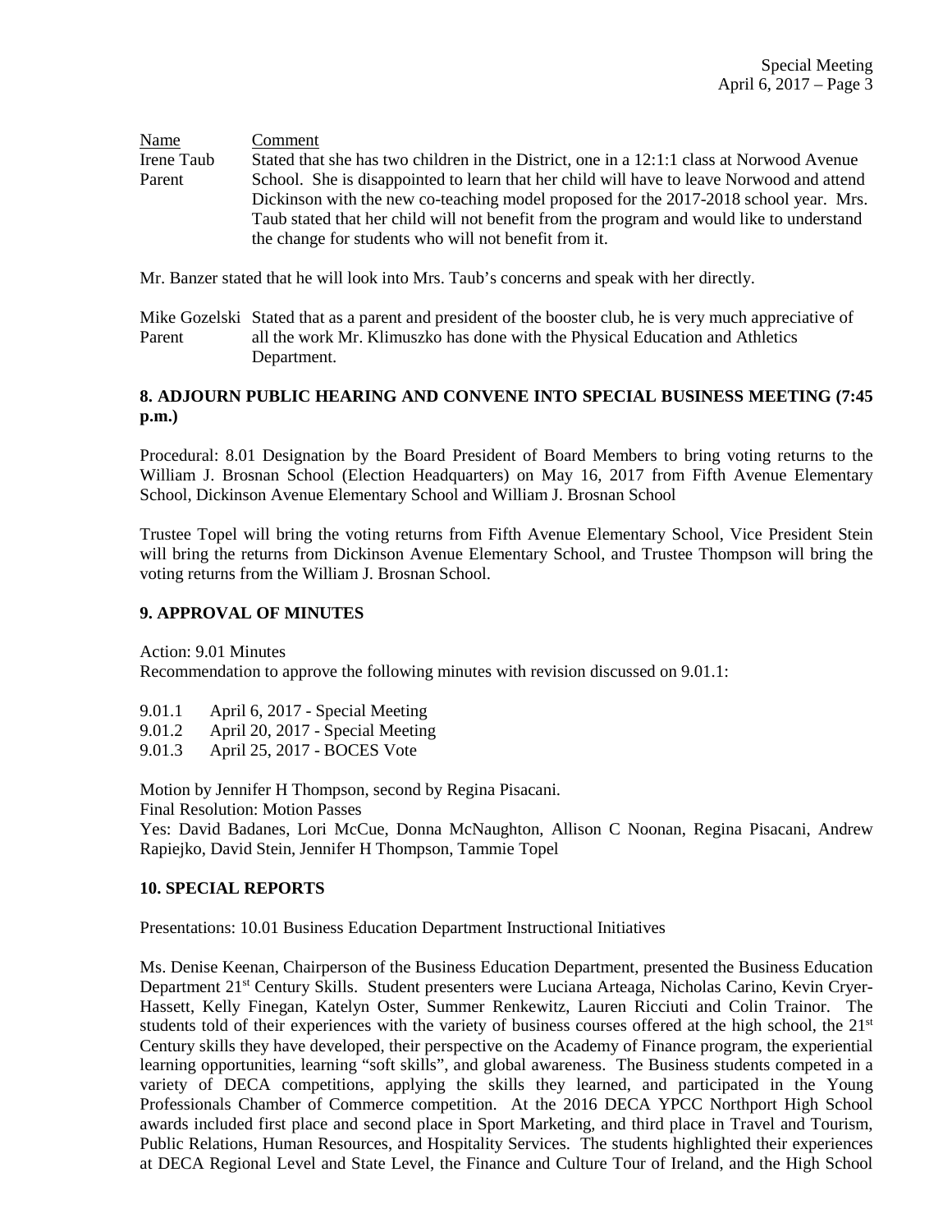| Name | Comment |
|---|---|
| Irene Taub<br>Parent | Stated that she has two children in the District, one in a 12:1:1 class at Norwood Avenue School. She is disappointed to learn that her child will have to leave Norwood and attend Dickinson with the new co-teaching model proposed for the 2017-2018 school year. Mrs. Taub stated that her child will not benefit from the program and would like to understand the change for students who will not benefit from it. |

Mr. Banzer stated that he will look into Mrs. Taub's concerns and speak with her directly.

| | |
|---|---|
| Mike Gozelski<br>Parent | Stated that as a parent and president of the booster club, he is very much appreciative of all the work Mr. Klimuszko has done with the Physical Education and Athletics Department. |

**8. ADJOURN PUBLIC HEARING AND CONVENE INTO SPECIAL BUSINESS MEETING (7:45 p.m.)**

Procedural: 8.01 Designation by the Board President of Board Members to bring voting returns to the William J. Brosnan School (Election Headquarters) on May 16, 2017 from Fifth Avenue Elementary School, Dickinson Avenue Elementary School and William J. Brosnan School

Trustee Topel will bring the voting returns from Fifth Avenue Elementary School, Vice President Stein will bring the returns from Dickinson Avenue Elementary School, and Trustee Thompson will bring the voting returns from the William J. Brosnan School.

**9. APPROVAL OF MINUTES**

Action: 9.01 Minutes
Recommendation to approve the following minutes with revision discussed on 9.01.1:

9.01.1 April 6, 2017 - Special Meeting
9.01.2 April 20, 2017 - Special Meeting
9.01.3 April 25, 2017 - BOCES Vote

Motion by Jennifer H Thompson, second by Regina Pisacani.
Final Resolution: Motion Passes
Yes: David Badanes, Lori McCue, Donna McNaughton, Allison C Noonan, Regina Pisacani, Andrew Rapiejko, David Stein, Jennifer H Thompson, Tammie Topel

**10. SPECIAL REPORTS**

Presentations: 10.01 Business Education Department Instructional Initiatives

Ms. Denise Keenan, Chairperson of the Business Education Department, presented the Business Education Department 21st Century Skills. Student presenters were Luciana Arteaga, Nicholas Carino, Kevin Cryer-Hassett, Kelly Finegan, Katelyn Oster, Summer Renkewitz, Lauren Ricciuti and Colin Trainor. The students told of their experiences with the variety of business courses offered at the high school, the 21st Century skills they have developed, their perspective on the Academy of Finance program, the experiential learning opportunities, learning "soft skills", and global awareness. The Business students competed in a variety of DECA competitions, applying the skills they learned, and participated in the Young Professionals Chamber of Commerce competition. At the 2016 DECA YPCC Northport High School awards included first place and second place in Sport Marketing, and third place in Travel and Tourism, Public Relations, Human Resources, and Hospitality Services. The students highlighted their experiences at DECA Regional Level and State Level, the Finance and Culture Tour of Ireland, and the High School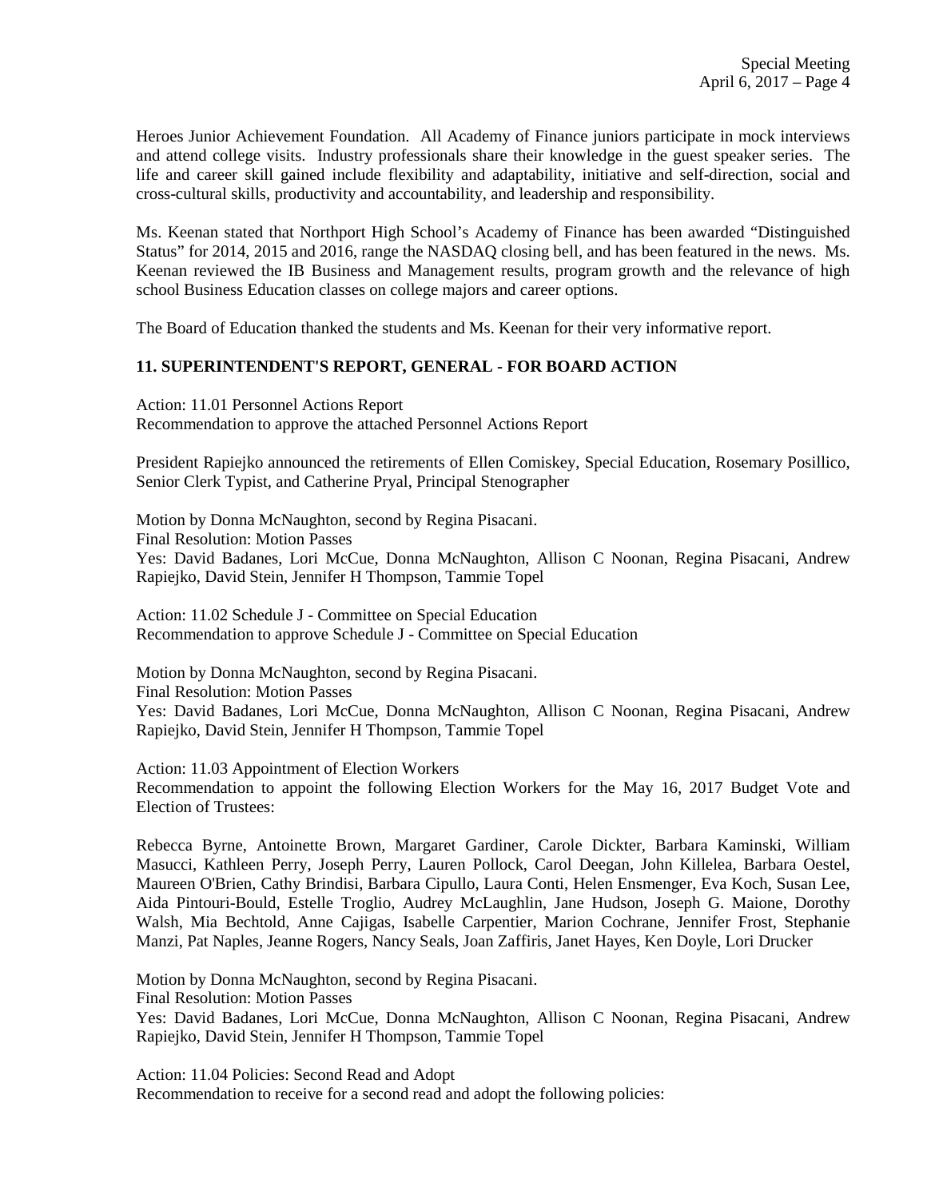Heroes Junior Achievement Foundation. All Academy of Finance juniors participate in mock interviews and attend college visits. Industry professionals share their knowledge in the guest speaker series. The life and career skill gained include flexibility and adaptability, initiative and self-direction, social and cross-cultural skills, productivity and accountability, and leadership and responsibility.

Ms. Keenan stated that Northport High School's Academy of Finance has been awarded "Distinguished Status" for 2014, 2015 and 2016, range the NASDAQ closing bell, and has been featured in the news. Ms. Keenan reviewed the IB Business and Management results, program growth and the relevance of high school Business Education classes on college majors and career options.

The Board of Education thanked the students and Ms. Keenan for their very informative report.

### 11. SUPERINTENDENT'S REPORT, GENERAL - FOR BOARD ACTION

Action: 11.01 Personnel Actions Report
Recommendation to approve the attached Personnel Actions Report

President Rapiejko announced the retirements of Ellen Comiskey, Special Education, Rosemary Posillico, Senior Clerk Typist, and Catherine Pryal, Principal Stenographer

Motion by Donna McNaughton, second by Regina Pisacani.
Final Resolution: Motion Passes
Yes: David Badanes, Lori McCue, Donna McNaughton, Allison C Noonan, Regina Pisacani, Andrew Rapiejko, David Stein, Jennifer H Thompson, Tammie Topel

Action: 11.02 Schedule J - Committee on Special Education
Recommendation to approve Schedule J - Committee on Special Education

Motion by Donna McNaughton, second by Regina Pisacani.
Final Resolution: Motion Passes
Yes: David Badanes, Lori McCue, Donna McNaughton, Allison C Noonan, Regina Pisacani, Andrew Rapiejko, David Stein, Jennifer H Thompson, Tammie Topel

Action: 11.03 Appointment of Election Workers
Recommendation to appoint the following Election Workers for the May 16, 2017 Budget Vote and Election of Trustees:

Rebecca Byrne, Antoinette Brown, Margaret Gardiner, Carole Dickter, Barbara Kaminski, William Masucci, Kathleen Perry, Joseph Perry, Lauren Pollock, Carol Deegan, John Killelea, Barbara Oestel, Maureen O'Brien, Cathy Brindisi, Barbara Cipullo, Laura Conti, Helen Ensmenger, Eva Koch, Susan Lee, Aida Pintouri-Bould, Estelle Troglio, Audrey McLaughlin, Jane Hudson, Joseph G. Maione, Dorothy Walsh, Mia Bechtold, Anne Cajigas, Isabelle Carpentier, Marion Cochrane, Jennifer Frost, Stephanie Manzi, Pat Naples, Jeanne Rogers, Nancy Seals, Joan Zaffiris, Janet Hayes, Ken Doyle, Lori Drucker

Motion by Donna McNaughton, second by Regina Pisacani.
Final Resolution: Motion Passes
Yes: David Badanes, Lori McCue, Donna McNaughton, Allison C Noonan, Regina Pisacani, Andrew Rapiejko, David Stein, Jennifer H Thompson, Tammie Topel

Action: 11.04 Policies: Second Read and Adopt
Recommendation to receive for a second read and adopt the following policies: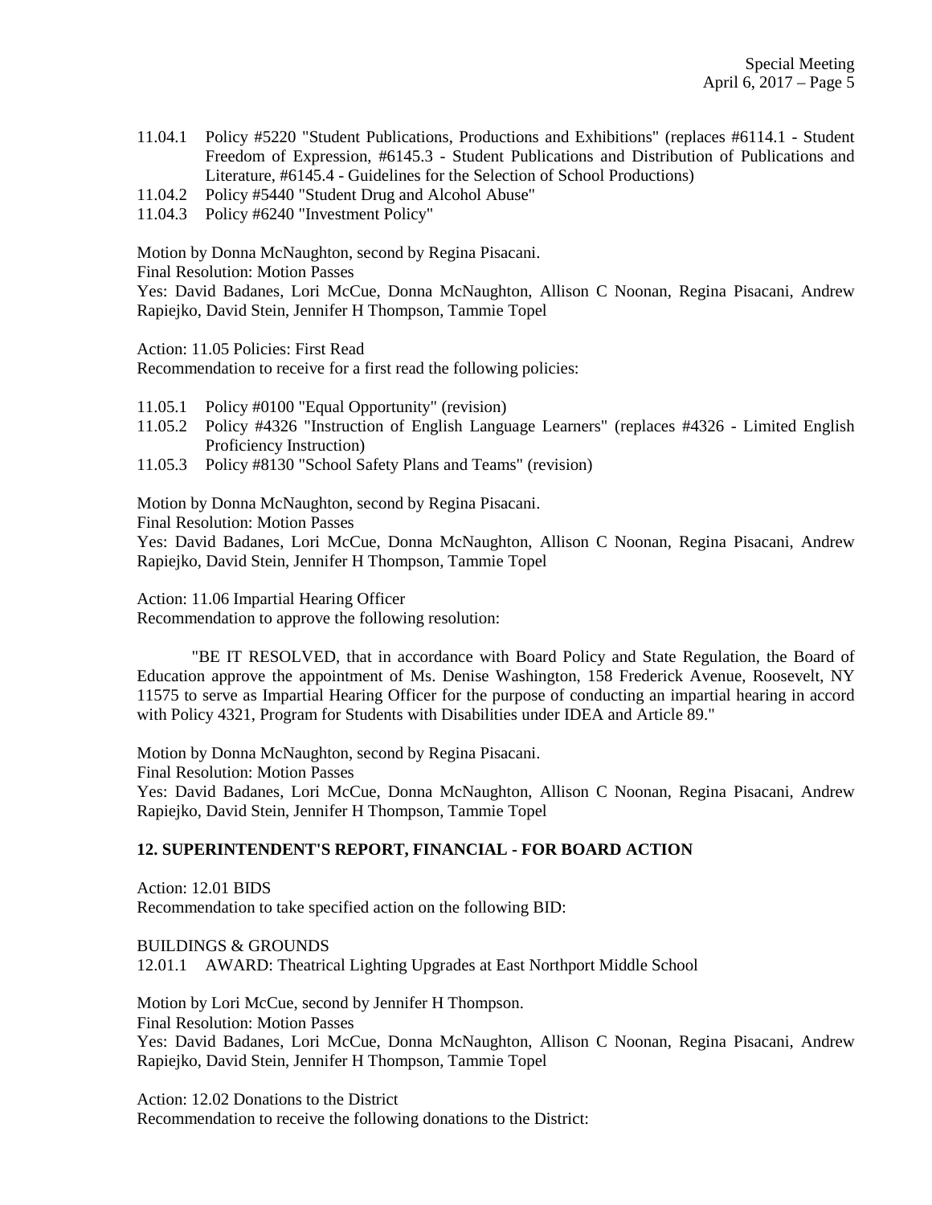11.04.1 Policy #5220 "Student Publications, Productions and Exhibitions" (replaces #6114.1 - Student Freedom of Expression, #6145.3 - Student Publications and Distribution of Publications and Literature, #6145.4 - Guidelines for the Selection of School Productions)

11.04.2 Policy #5440 "Student Drug and Alcohol Abuse"

11.04.3 Policy #6240 "Investment Policy"

Motion by Donna McNaughton, second by Regina Pisacani.
Final Resolution: Motion Passes
Yes: David Badanes, Lori McCue, Donna McNaughton, Allison C Noonan, Regina Pisacani, Andrew Rapiejko, David Stein, Jennifer H Thompson, Tammie Topel

Action: 11.05 Policies: First Read
Recommendation to receive for a first read the following policies:

11.05.1 Policy #0100 "Equal Opportunity" (revision)

11.05.2 Policy #4326 "Instruction of English Language Learners" (replaces #4326 - Limited English Proficiency Instruction)

11.05.3 Policy #8130 "School Safety Plans and Teams" (revision)

Motion by Donna McNaughton, second by Regina Pisacani.
Final Resolution: Motion Passes
Yes: David Badanes, Lori McCue, Donna McNaughton, Allison C Noonan, Regina Pisacani, Andrew Rapiejko, David Stein, Jennifer H Thompson, Tammie Topel

Action: 11.06 Impartial Hearing Officer
Recommendation to approve the following resolution:

"BE IT RESOLVED, that in accordance with Board Policy and State Regulation, the Board of Education approve the appointment of Ms. Denise Washington, 158 Frederick Avenue, Roosevelt, NY 11575 to serve as Impartial Hearing Officer for the purpose of conducting an impartial hearing in accord with Policy 4321, Program for Students with Disabilities under IDEA and Article 89."

Motion by Donna McNaughton, second by Regina Pisacani.
Final Resolution: Motion Passes
Yes: David Badanes, Lori McCue, Donna McNaughton, Allison C Noonan, Regina Pisacani, Andrew Rapiejko, David Stein, Jennifer H Thompson, Tammie Topel

## 12. SUPERINTENDENT'S REPORT, FINANCIAL - FOR BOARD ACTION

Action: 12.01 BIDS
Recommendation to take specified action on the following BID:

BUILDINGS & GROUNDS
12.01.1 AWARD: Theatrical Lighting Upgrades at East Northport Middle School

Motion by Lori McCue, second by Jennifer H Thompson.
Final Resolution: Motion Passes
Yes: David Badanes, Lori McCue, Donna McNaughton, Allison C Noonan, Regina Pisacani, Andrew Rapiejko, David Stein, Jennifer H Thompson, Tammie Topel

Action: 12.02 Donations to the District
Recommendation to receive the following donations to the District: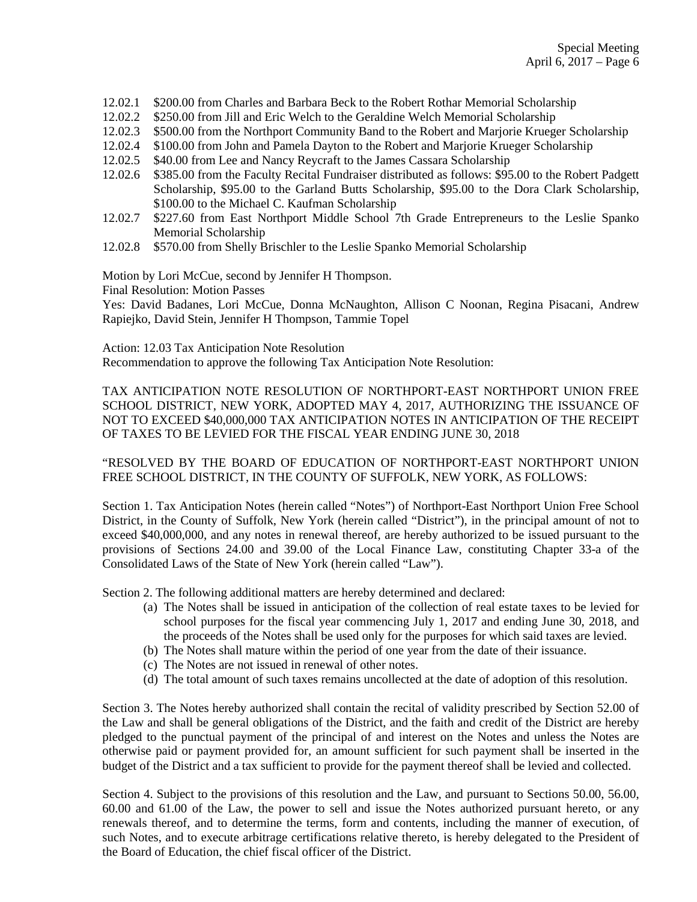- 12.02.1 $200.00 from Charles and Barbara Beck to the Robert Rothar Memorial Scholarship
- 12.02.2 $250.00 from Jill and Eric Welch to the Geraldine Welch Memorial Scholarship
- 12.02.3 $500.00 from the Northport Community Band to the Robert and Marjorie Krueger Scholarship
- 12.02.4 $100.00 from John and Pamela Dayton to the Robert and Marjorie Krueger Scholarship
- 12.02.5 $40.00 from Lee and Nancy Reycraft to the James Cassara Scholarship
- 12.02.6 $385.00 from the Faculty Recital Fundraiser distributed as follows: $95.00 to the Robert Padgett Scholarship, $95.00 to the Garland Butts Scholarship, $95.00 to the Dora Clark Scholarship, $100.00 to the Michael C. Kaufman Scholarship
- 12.02.7 $227.60 from East Northport Middle School 7th Grade Entrepreneurs to the Leslie Spanko Memorial Scholarship
- 12.02.8 $570.00 from Shelly Brischler to the Leslie Spanko Memorial Scholarship

Motion by Lori McCue, second by Jennifer H Thompson.
Final Resolution: Motion Passes
Yes: David Badanes, Lori McCue, Donna McNaughton, Allison C Noonan, Regina Pisacani, Andrew Rapiejko, David Stein, Jennifer H Thompson, Tammie Topel

Action: 12.03 Tax Anticipation Note Resolution
Recommendation to approve the following Tax Anticipation Note Resolution:

TAX ANTICIPATION NOTE RESOLUTION OF NORTHPORT-EAST NORTHPORT UNION FREE SCHOOL DISTRICT, NEW YORK, ADOPTED MAY 4, 2017, AUTHORIZING THE ISSUANCE OF NOT TO EXCEED $40,000,000 TAX ANTICIPATION NOTES IN ANTICIPATION OF THE RECEIPT OF TAXES TO BE LEVIED FOR THE FISCAL YEAR ENDING JUNE 30, 2018

"RESOLVED BY THE BOARD OF EDUCATION OF NORTHPORT-EAST NORTHPORT UNION FREE SCHOOL DISTRICT, IN THE COUNTY OF SUFFOLK, NEW YORK, AS FOLLOWS:

Section 1. Tax Anticipation Notes (herein called "Notes") of Northport-East Northport Union Free School District, in the County of Suffolk, New York (herein called "District"), in the principal amount of not to exceed $40,000,000, and any notes in renewal thereof, are hereby authorized to be issued pursuant to the provisions of Sections 24.00 and 39.00 of the Local Finance Law, constituting Chapter 33-a of the Consolidated Laws of the State of New York (herein called "Law").

Section 2. The following additional matters are hereby determined and declared:

(a) The Notes shall be issued in anticipation of the collection of real estate taxes to be levied for school purposes for the fiscal year commencing July 1, 2017 and ending June 30, 2018, and the proceeds of the Notes shall be used only for the purposes for which said taxes are levied.
(b) The Notes shall mature within the period of one year from the date of their issuance.
(c) The Notes are not issued in renewal of other notes.
(d) The total amount of such taxes remains uncollected at the date of adoption of this resolution.

Section 3. The Notes hereby authorized shall contain the recital of validity prescribed by Section 52.00 of the Law and shall be general obligations of the District, and the faith and credit of the District are hereby pledged to the punctual payment of the principal of and interest on the Notes and unless the Notes are otherwise paid or payment provided for, an amount sufficient for such payment shall be inserted in the budget of the District and a tax sufficient to provide for the payment thereof shall be levied and collected.

Section 4. Subject to the provisions of this resolution and the Law, and pursuant to Sections 50.00, 56.00, 60.00 and 61.00 of the Law, the power to sell and issue the Notes authorized pursuant hereto, or any renewals thereof, and to determine the terms, form and contents, including the manner of execution, of such Notes, and to execute arbitrage certifications relative thereto, is hereby delegated to the President of the Board of Education, the chief fiscal officer of the District.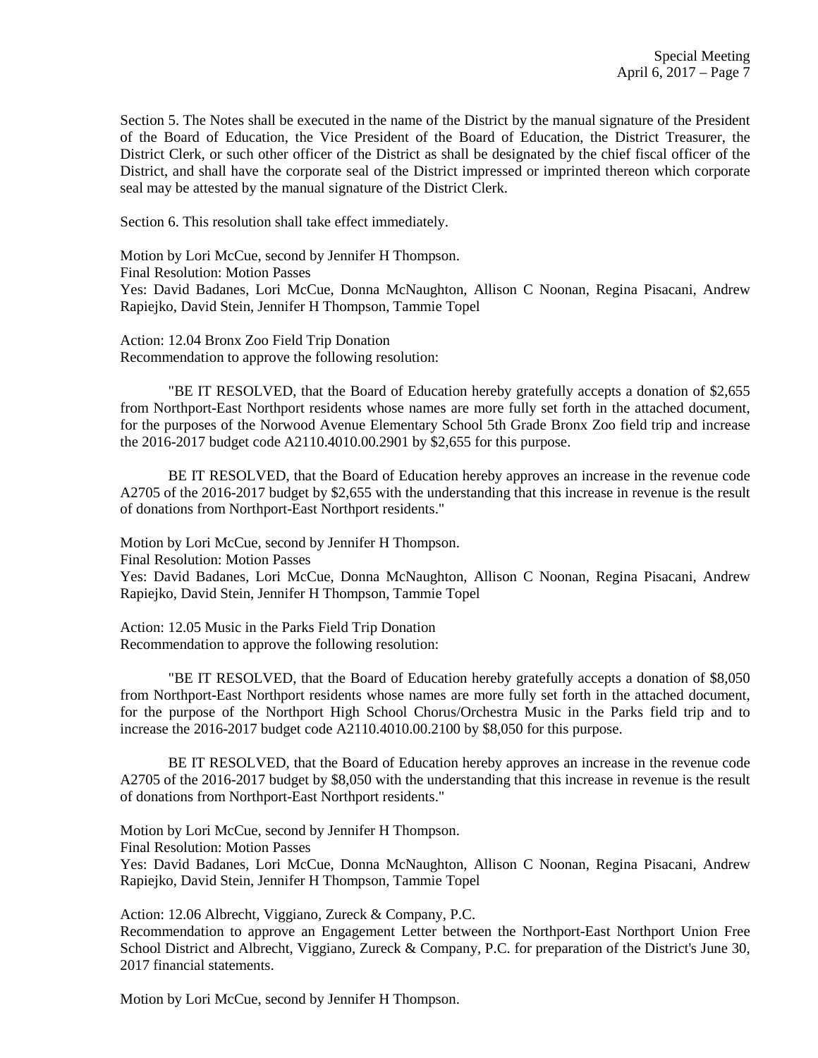Section 5. The Notes shall be executed in the name of the District by the manual signature of the President of the Board of Education, the Vice President of the Board of Education, the District Treasurer, the District Clerk, or such other officer of the District as shall be designated by the chief fiscal officer of the District, and shall have the corporate seal of the District impressed or imprinted thereon which corporate seal may be attested by the manual signature of the District Clerk.

Section 6. This resolution shall take effect immediately.

Motion by Lori McCue, second by Jennifer H Thompson.
Final Resolution: Motion Passes
Yes: David Badanes, Lori McCue, Donna McNaughton, Allison C Noonan, Regina Pisacani, Andrew Rapiejko, David Stein, Jennifer H Thompson, Tammie Topel

Action: 12.04 Bronx Zoo Field Trip Donation
Recommendation to approve the following resolution:

"BE IT RESOLVED, that the Board of Education hereby gratefully accepts a donation of $2,655 from Northport-East Northport residents whose names are more fully set forth in the attached document, for the purposes of the Norwood Avenue Elementary School 5th Grade Bronx Zoo field trip and increase the 2016-2017 budget code A2110.4010.00.2901 by $2,655 for this purpose.

BE IT RESOLVED, that the Board of Education hereby approves an increase in the revenue code A2705 of the 2016-2017 budget by $2,655 with the understanding that this increase in revenue is the result of donations from Northport-East Northport residents."

Motion by Lori McCue, second by Jennifer H Thompson.
Final Resolution: Motion Passes
Yes: David Badanes, Lori McCue, Donna McNaughton, Allison C Noonan, Regina Pisacani, Andrew Rapiejko, David Stein, Jennifer H Thompson, Tammie Topel

Action: 12.05 Music in the Parks Field Trip Donation
Recommendation to approve the following resolution:

"BE IT RESOLVED, that the Board of Education hereby gratefully accepts a donation of $8,050 from Northport-East Northport residents whose names are more fully set forth in the attached document, for the purpose of the Northport High School Chorus/Orchestra Music in the Parks field trip and to increase the 2016-2017 budget code A2110.4010.00.2100 by $8,050 for this purpose.

BE IT RESOLVED, that the Board of Education hereby approves an increase in the revenue code A2705 of the 2016-2017 budget by $8,050 with the understanding that this increase in revenue is the result of donations from Northport-East Northport residents."

Motion by Lori McCue, second by Jennifer H Thompson.
Final Resolution: Motion Passes
Yes: David Badanes, Lori McCue, Donna McNaughton, Allison C Noonan, Regina Pisacani, Andrew Rapiejko, David Stein, Jennifer H Thompson, Tammie Topel

Action: 12.06 Albrecht, Viggiano, Zureck & Company, P.C.
Recommendation to approve an Engagement Letter between the Northport-East Northport Union Free School District and Albrecht, Viggiano, Zureck & Company, P.C. for preparation of the District's June 30, 2017 financial statements.

Motion by Lori McCue, second by Jennifer H Thompson.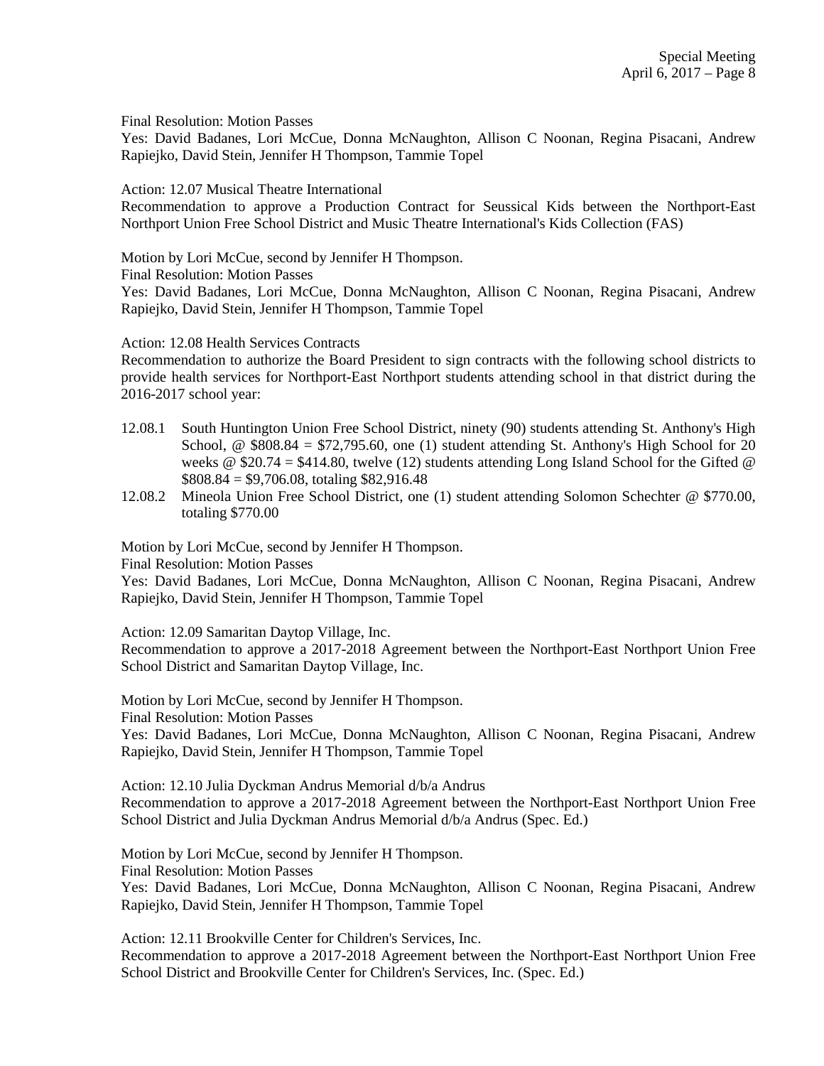Final Resolution: Motion Passes
Yes: David Badanes, Lori McCue, Donna McNaughton, Allison C Noonan, Regina Pisacani, Andrew Rapiejko, David Stein, Jennifer H Thompson, Tammie Topel

Action: 12.07 Musical Theatre International
Recommendation to approve a Production Contract for Seussical Kids between the Northport-East Northport Union Free School District and Music Theatre International's Kids Collection (FAS)

Motion by Lori McCue, second by Jennifer H Thompson.
Final Resolution: Motion Passes
Yes: David Badanes, Lori McCue, Donna McNaughton, Allison C Noonan, Regina Pisacani, Andrew Rapiejko, David Stein, Jennifer H Thompson, Tammie Topel

Action: 12.08 Health Services Contracts
Recommendation to authorize the Board President to sign contracts with the following school districts to provide health services for Northport-East Northport students attending school in that district during the 2016-2017 school year:

12.08.1 South Huntington Union Free School District, ninety (90) students attending St. Anthony's High School, @ $808.84 = $72,795.60, one (1) student attending St. Anthony's High School for 20 weeks @ $20.74 = $414.80, twelve (12) students attending Long Island School for the Gifted @ $808.84 = $9,706.08, totaling $82,916.48

12.08.2 Mineola Union Free School District, one (1) student attending Solomon Schechter @ $770.00, totaling $770.00

Motion by Lori McCue, second by Jennifer H Thompson.
Final Resolution: Motion Passes
Yes: David Badanes, Lori McCue, Donna McNaughton, Allison C Noonan, Regina Pisacani, Andrew Rapiejko, David Stein, Jennifer H Thompson, Tammie Topel

Action: 12.09 Samaritan Daytop Village, Inc.
Recommendation to approve a 2017-2018 Agreement between the Northport-East Northport Union Free School District and Samaritan Daytop Village, Inc.

Motion by Lori McCue, second by Jennifer H Thompson.
Final Resolution: Motion Passes
Yes: David Badanes, Lori McCue, Donna McNaughton, Allison C Noonan, Regina Pisacani, Andrew Rapiejko, David Stein, Jennifer H Thompson, Tammie Topel

Action: 12.10 Julia Dyckman Andrus Memorial d/b/a Andrus
Recommendation to approve a 2017-2018 Agreement between the Northport-East Northport Union Free School District and Julia Dyckman Andrus Memorial d/b/a Andrus (Spec. Ed.)

Motion by Lori McCue, second by Jennifer H Thompson.
Final Resolution: Motion Passes
Yes: David Badanes, Lori McCue, Donna McNaughton, Allison C Noonan, Regina Pisacani, Andrew Rapiejko, David Stein, Jennifer H Thompson, Tammie Topel

Action: 12.11 Brookville Center for Children's Services, Inc.
Recommendation to approve a 2017-2018 Agreement between the Northport-East Northport Union Free School District and Brookville Center for Children's Services, Inc. (Spec. Ed.)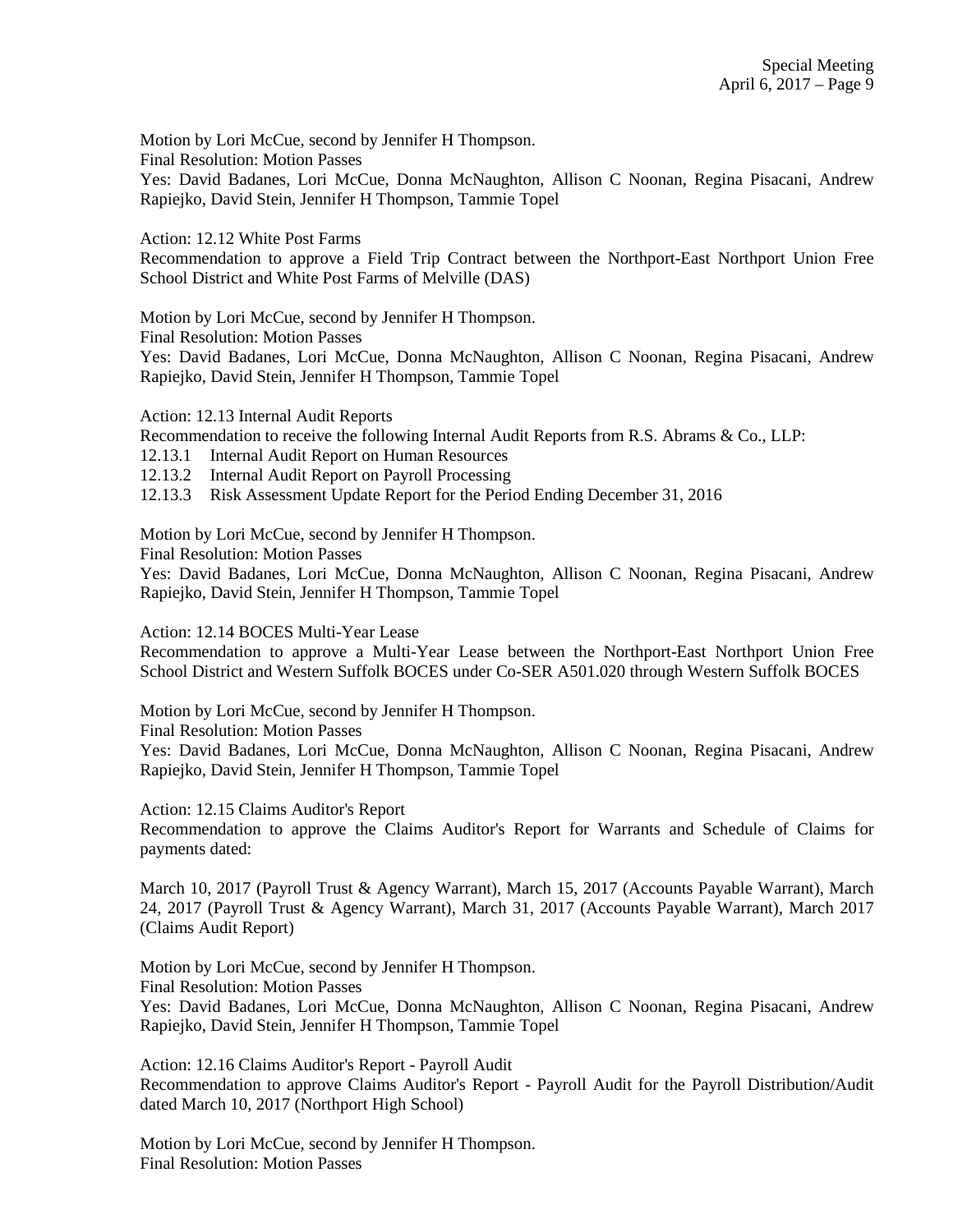Motion by Lori McCue, second by Jennifer H Thompson.
Final Resolution: Motion Passes
Yes: David Badanes, Lori McCue, Donna McNaughton, Allison C Noonan, Regina Pisacani, Andrew Rapiejko, David Stein, Jennifer H Thompson, Tammie Topel

Action: 12.12 White Post Farms
Recommendation to approve a Field Trip Contract between the Northport-East Northport Union Free School District and White Post Farms of Melville (DAS)

Motion by Lori McCue, second by Jennifer H Thompson.
Final Resolution: Motion Passes
Yes: David Badanes, Lori McCue, Donna McNaughton, Allison C Noonan, Regina Pisacani, Andrew Rapiejko, David Stein, Jennifer H Thompson, Tammie Topel

Action: 12.13 Internal Audit Reports
Recommendation to receive the following Internal Audit Reports from R.S. Abrams & Co., LLP:
12.13.1 Internal Audit Report on Human Resources
12.13.2 Internal Audit Report on Payroll Processing
12.13.3 Risk Assessment Update Report for the Period Ending December 31, 2016

Motion by Lori McCue, second by Jennifer H Thompson.
Final Resolution: Motion Passes
Yes: David Badanes, Lori McCue, Donna McNaughton, Allison C Noonan, Regina Pisacani, Andrew Rapiejko, David Stein, Jennifer H Thompson, Tammie Topel

Action: 12.14 BOCES Multi-Year Lease
Recommendation to approve a Multi-Year Lease between the Northport-East Northport Union Free School District and Western Suffolk BOCES under Co-SER A501.020 through Western Suffolk BOCES

Motion by Lori McCue, second by Jennifer H Thompson.
Final Resolution: Motion Passes
Yes: David Badanes, Lori McCue, Donna McNaughton, Allison C Noonan, Regina Pisacani, Andrew Rapiejko, David Stein, Jennifer H Thompson, Tammie Topel

Action: 12.15 Claims Auditor's Report
Recommendation to approve the Claims Auditor's Report for Warrants and Schedule of Claims for payments dated:

March 10, 2017 (Payroll Trust & Agency Warrant), March 15, 2017 (Accounts Payable Warrant), March 24, 2017 (Payroll Trust & Agency Warrant), March 31, 2017 (Accounts Payable Warrant), March 2017 (Claims Audit Report)

Motion by Lori McCue, second by Jennifer H Thompson.
Final Resolution: Motion Passes
Yes: David Badanes, Lori McCue, Donna McNaughton, Allison C Noonan, Regina Pisacani, Andrew Rapiejko, David Stein, Jennifer H Thompson, Tammie Topel

Action: 12.16 Claims Auditor's Report - Payroll Audit
Recommendation to approve Claims Auditor's Report - Payroll Audit for the Payroll Distribution/Audit dated March 10, 2017 (Northport High School)

Motion by Lori McCue, second by Jennifer H Thompson.
Final Resolution: Motion Passes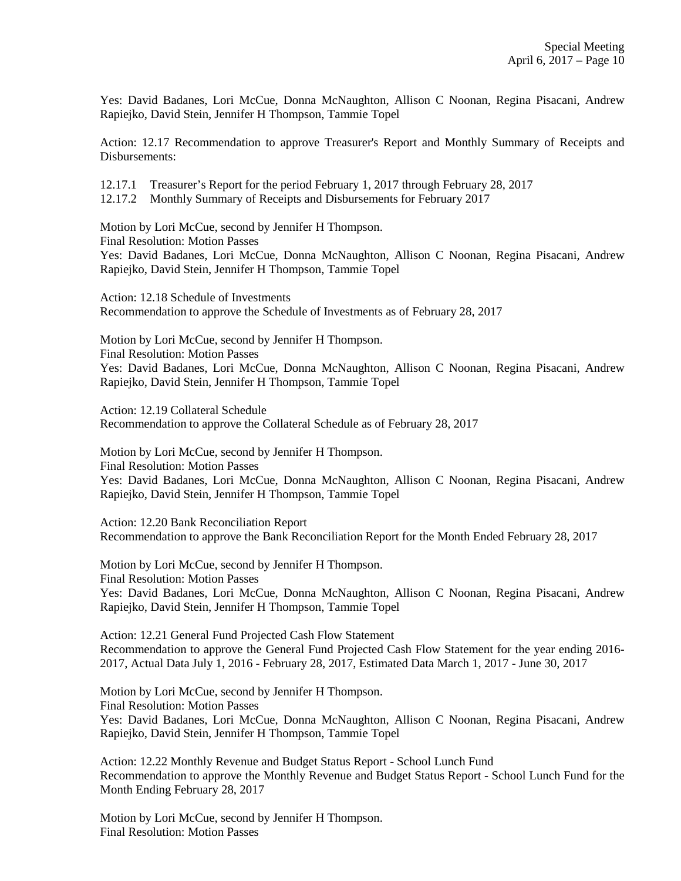Yes: David Badanes, Lori McCue, Donna McNaughton, Allison C Noonan, Regina Pisacani, Andrew Rapiejko, David Stein, Jennifer H Thompson, Tammie Topel

Action: 12.17 Recommendation to approve Treasurer's Report and Monthly Summary of Receipts and Disbursements:

12.17.1 Treasurer's Report for the period February 1, 2017 through February 28, 2017
12.17.2 Monthly Summary of Receipts and Disbursements for February 2017

Motion by Lori McCue, second by Jennifer H Thompson.
Final Resolution: Motion Passes
Yes: David Badanes, Lori McCue, Donna McNaughton, Allison C Noonan, Regina Pisacani, Andrew Rapiejko, David Stein, Jennifer H Thompson, Tammie Topel

Action: 12.18 Schedule of Investments
Recommendation to approve the Schedule of Investments as of February 28, 2017

Motion by Lori McCue, second by Jennifer H Thompson.
Final Resolution: Motion Passes
Yes: David Badanes, Lori McCue, Donna McNaughton, Allison C Noonan, Regina Pisacani, Andrew Rapiejko, David Stein, Jennifer H Thompson, Tammie Topel

Action: 12.19 Collateral Schedule
Recommendation to approve the Collateral Schedule as of February 28, 2017

Motion by Lori McCue, second by Jennifer H Thompson.
Final Resolution: Motion Passes
Yes: David Badanes, Lori McCue, Donna McNaughton, Allison C Noonan, Regina Pisacani, Andrew Rapiejko, David Stein, Jennifer H Thompson, Tammie Topel

Action: 12.20 Bank Reconciliation Report
Recommendation to approve the Bank Reconciliation Report for the Month Ended February 28, 2017

Motion by Lori McCue, second by Jennifer H Thompson.
Final Resolution: Motion Passes
Yes: David Badanes, Lori McCue, Donna McNaughton, Allison C Noonan, Regina Pisacani, Andrew Rapiejko, David Stein, Jennifer H Thompson, Tammie Topel

Action: 12.21 General Fund Projected Cash Flow Statement
Recommendation to approve the General Fund Projected Cash Flow Statement for the year ending 2016-2017, Actual Data July 1, 2016 - February 28, 2017, Estimated Data March 1, 2017 - June 30, 2017

Motion by Lori McCue, second by Jennifer H Thompson.
Final Resolution: Motion Passes
Yes: David Badanes, Lori McCue, Donna McNaughton, Allison C Noonan, Regina Pisacani, Andrew Rapiejko, David Stein, Jennifer H Thompson, Tammie Topel

Action: 12.22 Monthly Revenue and Budget Status Report - School Lunch Fund
Recommendation to approve the Monthly Revenue and Budget Status Report - School Lunch Fund for the Month Ending February 28, 2017

Motion by Lori McCue, second by Jennifer H Thompson.
Final Resolution: Motion Passes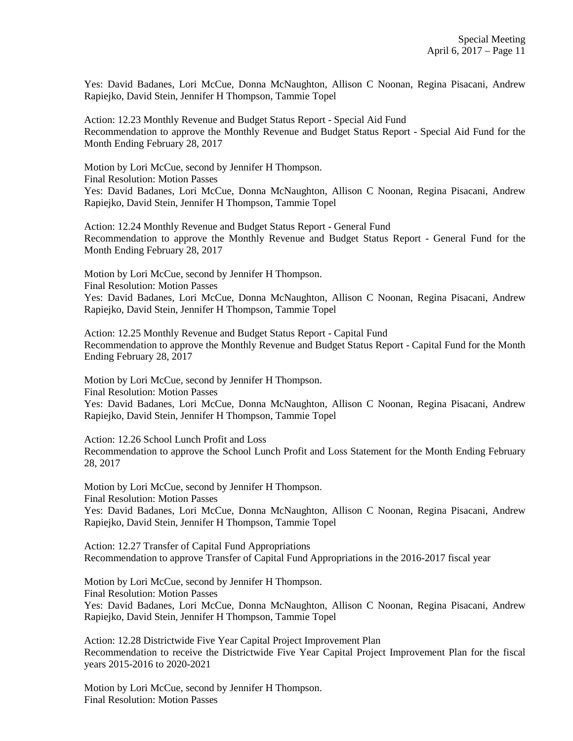Yes: David Badanes, Lori McCue, Donna McNaughton, Allison C Noonan, Regina Pisacani, Andrew Rapiejko, David Stein, Jennifer H Thompson, Tammie Topel

Action: 12.23 Monthly Revenue and Budget Status Report - Special Aid Fund
Recommendation to approve the Monthly Revenue and Budget Status Report - Special Aid Fund for the Month Ending February 28, 2017

Motion by Lori McCue, second by Jennifer H Thompson.
Final Resolution: Motion Passes
Yes: David Badanes, Lori McCue, Donna McNaughton, Allison C Noonan, Regina Pisacani, Andrew Rapiejko, David Stein, Jennifer H Thompson, Tammie Topel

Action: 12.24 Monthly Revenue and Budget Status Report - General Fund
Recommendation to approve the Monthly Revenue and Budget Status Report - General Fund for the Month Ending February 28, 2017

Motion by Lori McCue, second by Jennifer H Thompson.
Final Resolution: Motion Passes
Yes: David Badanes, Lori McCue, Donna McNaughton, Allison C Noonan, Regina Pisacani, Andrew Rapiejko, David Stein, Jennifer H Thompson, Tammie Topel

Action: 12.25 Monthly Revenue and Budget Status Report - Capital Fund
Recommendation to approve the Monthly Revenue and Budget Status Report - Capital Fund for the Month Ending February 28, 2017

Motion by Lori McCue, second by Jennifer H Thompson.
Final Resolution: Motion Passes
Yes: David Badanes, Lori McCue, Donna McNaughton, Allison C Noonan, Regina Pisacani, Andrew Rapiejko, David Stein, Jennifer H Thompson, Tammie Topel

Action: 12.26 School Lunch Profit and Loss
Recommendation to approve the School Lunch Profit and Loss Statement for the Month Ending February 28, 2017

Motion by Lori McCue, second by Jennifer H Thompson.
Final Resolution: Motion Passes
Yes: David Badanes, Lori McCue, Donna McNaughton, Allison C Noonan, Regina Pisacani, Andrew Rapiejko, David Stein, Jennifer H Thompson, Tammie Topel

Action: 12.27 Transfer of Capital Fund Appropriations
Recommendation to approve Transfer of Capital Fund Appropriations in the 2016-2017 fiscal year

Motion by Lori McCue, second by Jennifer H Thompson.
Final Resolution: Motion Passes
Yes: David Badanes, Lori McCue, Donna McNaughton, Allison C Noonan, Regina Pisacani, Andrew Rapiejko, David Stein, Jennifer H Thompson, Tammie Topel

Action: 12.28 Districtwide Five Year Capital Project Improvement Plan
Recommendation to receive the Districtwide Five Year Capital Project Improvement Plan for the fiscal years 2015-2016 to 2020-2021

Motion by Lori McCue, second by Jennifer H Thompson.
Final Resolution: Motion Passes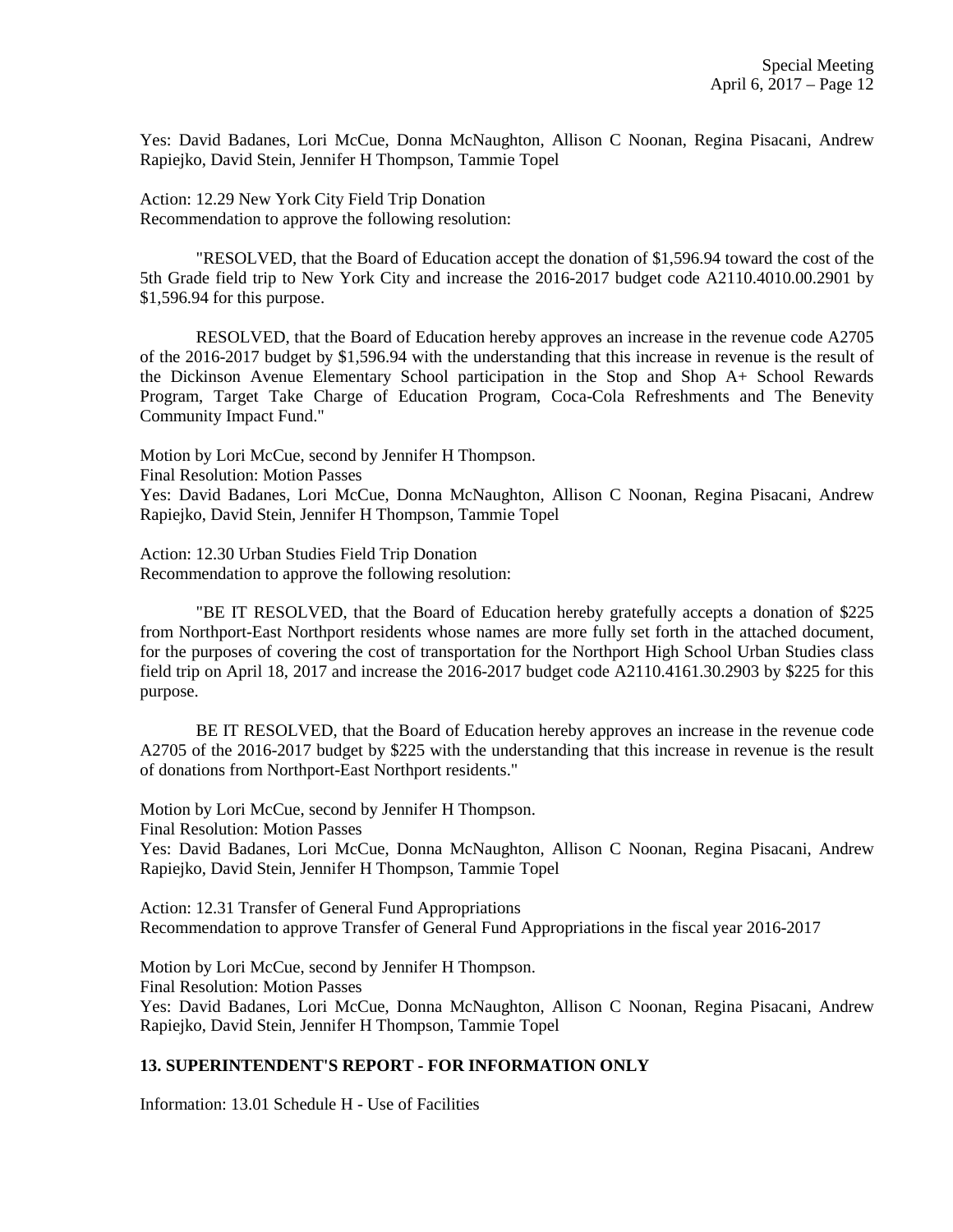Yes: David Badanes, Lori McCue, Donna McNaughton, Allison C Noonan, Regina Pisacani, Andrew Rapiejko, David Stein, Jennifer H Thompson, Tammie Topel

Action: 12.29 New York City Field Trip Donation
Recommendation to approve the following resolution:

"RESOLVED, that the Board of Education accept the donation of $1,596.94 toward the cost of the 5th Grade field trip to New York City and increase the 2016-2017 budget code A2110.4010.00.2901 by $1,596.94 for this purpose.

RESOLVED, that the Board of Education hereby approves an increase in the revenue code A2705 of the 2016-2017 budget by $1,596.94 with the understanding that this increase in revenue is the result of the Dickinson Avenue Elementary School participation in the Stop and Shop A+ School Rewards Program, Target Take Charge of Education Program, Coca-Cola Refreshments and The Benevity Community Impact Fund."

Motion by Lori McCue, second by Jennifer H Thompson.
Final Resolution: Motion Passes
Yes: David Badanes, Lori McCue, Donna McNaughton, Allison C Noonan, Regina Pisacani, Andrew Rapiejko, David Stein, Jennifer H Thompson, Tammie Topel

Action: 12.30 Urban Studies Field Trip Donation
Recommendation to approve the following resolution:

"BE IT RESOLVED, that the Board of Education hereby gratefully accepts a donation of $225 from Northport-East Northport residents whose names are more fully set forth in the attached document, for the purposes of covering the cost of transportation for the Northport High School Urban Studies class field trip on April 18, 2017 and increase the 2016-2017 budget code A2110.4161.30.2903 by $225 for this purpose.

BE IT RESOLVED, that the Board of Education hereby approves an increase in the revenue code A2705 of the 2016-2017 budget by $225 with the understanding that this increase in revenue is the result of donations from Northport-East Northport residents."

Motion by Lori McCue, second by Jennifer H Thompson.
Final Resolution: Motion Passes
Yes: David Badanes, Lori McCue, Donna McNaughton, Allison C Noonan, Regina Pisacani, Andrew Rapiejko, David Stein, Jennifer H Thompson, Tammie Topel

Action: 12.31 Transfer of General Fund Appropriations
Recommendation to approve Transfer of General Fund Appropriations in the fiscal year 2016-2017

Motion by Lori McCue, second by Jennifer H Thompson.
Final Resolution: Motion Passes
Yes: David Badanes, Lori McCue, Donna McNaughton, Allison C Noonan, Regina Pisacani, Andrew Rapiejko, David Stein, Jennifer H Thompson, Tammie Topel

**13. SUPERINTENDENT'S REPORT - FOR INFORMATION ONLY**

Information: 13.01 Schedule H - Use of Facilities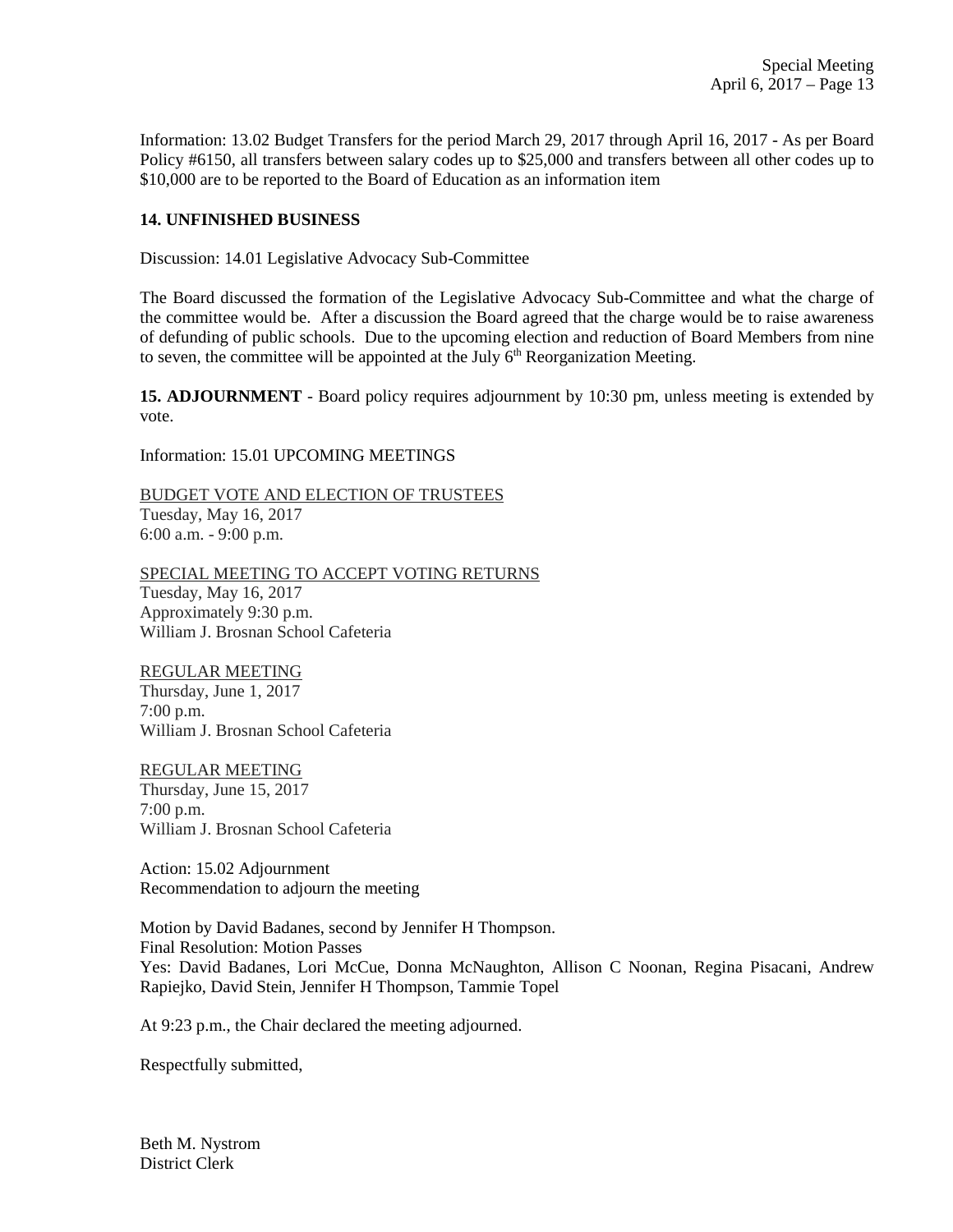Information: 13.02 Budget Transfers for the period March 29, 2017 through April 16, 2017 - As per Board Policy #6150, all transfers between salary codes up to $25,000 and transfers between all other codes up to $10,000 are to be reported to the Board of Education as an information item

**14. UNFINISHED BUSINESS**

Discussion: 14.01 Legislative Advocacy Sub-Committee

The Board discussed the formation of the Legislative Advocacy Sub-Committee and what the charge of the committee would be. After a discussion the Board agreed that the charge would be to raise awareness of defunding of public schools. Due to the upcoming election and reduction of Board Members from nine to seven, the committee will be appointed at the July 6th Reorganization Meeting.

**15. ADJOURNMENT** - Board policy requires adjournment by 10:30 pm, unless meeting is extended by vote.

Information: 15.01 UPCOMING MEETINGS

BUDGET VOTE AND ELECTION OF TRUSTEES
Tuesday, May 16, 2017
6:00 a.m. - 9:00 p.m.

SPECIAL MEETING TO ACCEPT VOTING RETURNS
Tuesday, May 16, 2017
Approximately 9:30 p.m.
William J. Brosnan School Cafeteria

REGULAR MEETING
Thursday, June 1, 2017
7:00 p.m.
William J. Brosnan School Cafeteria

REGULAR MEETING
Thursday, June 15, 2017
7:00 p.m.
William J. Brosnan School Cafeteria

Action: 15.02 Adjournment
Recommendation to adjourn the meeting

Motion by David Badanes, second by Jennifer H Thompson.
Final Resolution: Motion Passes
Yes: David Badanes, Lori McCue, Donna McNaughton, Allison C Noonan, Regina Pisacani, Andrew Rapiejko, David Stein, Jennifer H Thompson, Tammie Topel

At 9:23 p.m., the Chair declared the meeting adjourned.

Respectfully submitted,

Beth M. Nystrom
District Clerk